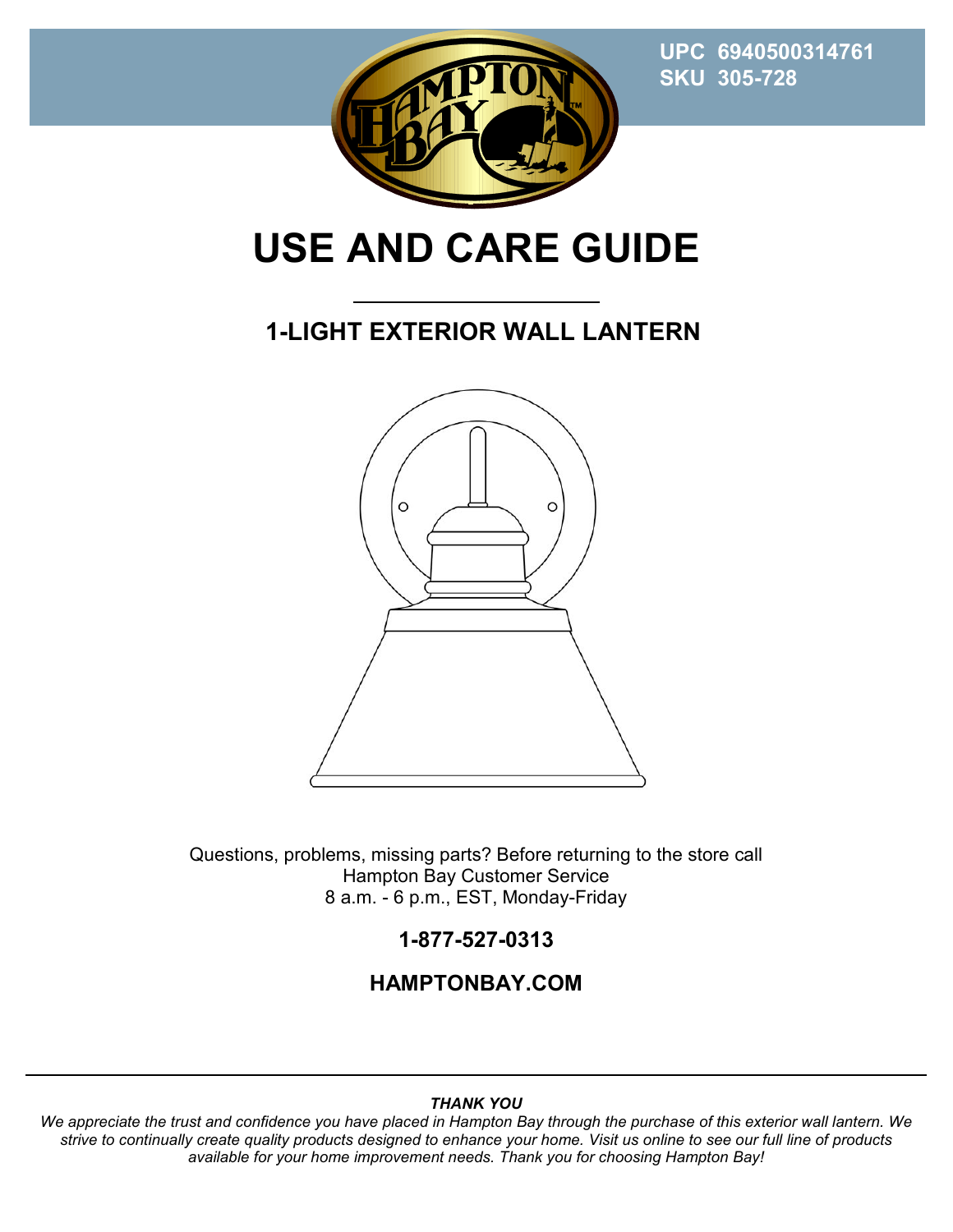UPC 6940500314761
SKU 305-728

# USE AND CARE GUIDE

## 1-LIGHT EXTERIOR WALL LANTERN

Questions, problems, missing parts? Before returning to the store call
Hampton Bay Customer Service
8 a.m. - 6 p.m., EST, Monday-Friday

**1-877-527-0313**

**HAMPTONBAY.COM**

---

***THANK YOU***

*We appreciate the trust and confidence you have placed in Hampton Bay through the purchase of this exterior wall lantern. We strive to continually create quality products designed to enhance your home. Visit us online to see our full line of products available for your home improvement needs. Thank you for choosing Hampton Bay!*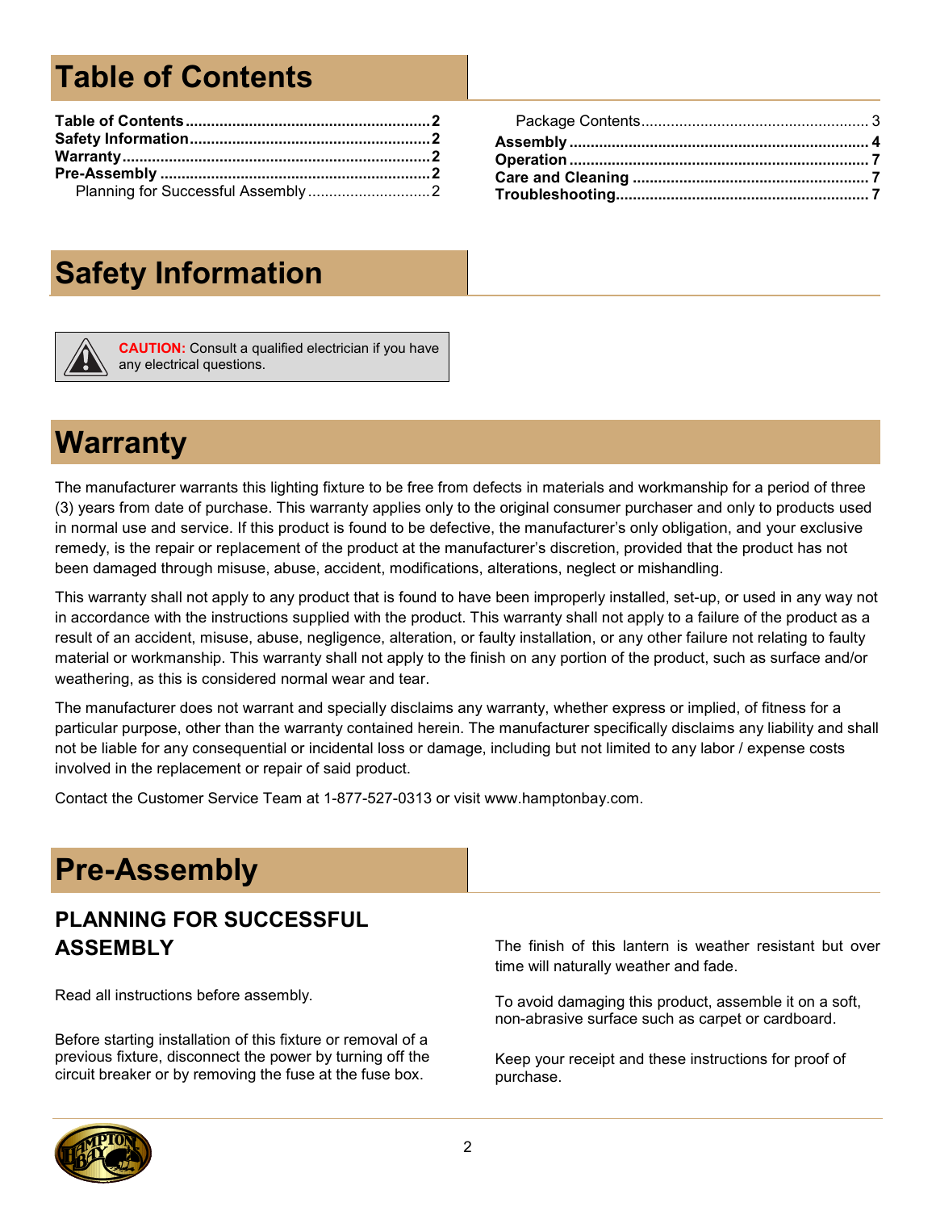# Table of Contents

**Table of Contents** .......... **2**
**Safety Information** .......... **2**
**Warranty** .......... **2**
**Pre-Assembly** .......... **2**
Planning for Successful Assembly .......... 2
Package Contents .......... 3
**Assembly** .......... **4**
**Operation** .......... **7**
**Care and Cleaning** .......... **7**
**Troubleshooting** .......... **7**

# Safety Information

**CAUTION:** Consult a qualified electrician if you have any electrical questions.

# Warranty

The manufacturer warrants this lighting fixture to be free from defects in materials and workmanship for a period of three (3) years from date of purchase. This warranty applies only to the original consumer purchaser and only to products used in normal use and service. If this product is found to be defective, the manufacturer's only obligation, and your exclusive remedy, is the repair or replacement of the product at the manufacturer's discretion, provided that the product has not been damaged through misuse, abuse, accident, modifications, alterations, neglect or mishandling.

This warranty shall not apply to any product that is found to have been improperly installed, set-up, or used in any way not in accordance with the instructions supplied with the product. This warranty shall not apply to a failure of the product as a result of an accident, misuse, abuse, negligence, alteration, or faulty installation, or any other failure not relating to faulty material or workmanship. This warranty shall not apply to the finish on any portion of the product, such as surface and/or weathering, as this is considered normal wear and tear.

The manufacturer does not warrant and specially disclaims any warranty, whether express or implied, of fitness for a particular purpose, other than the warranty contained herein. The manufacturer specifically disclaims any liability and shall not be liable for any consequential or incidental loss or damage, including but not limited to any labor / expense costs involved in the replacement or repair of said product.

Contact the Customer Service Team at 1-877-527-0313 or visit www.hamptonbay.com.

# Pre-Assembly

## PLANNING FOR SUCCESSFUL ASSEMBLY

Read all instructions before assembly.

Before starting installation of this fixture or removal of a previous fixture, disconnect the power by turning off the circuit breaker or by removing the fuse at the fuse box.

The finish of this lantern is weather resistant but over time will naturally weather and fade.

To avoid damaging this product, assemble it on a soft, non-abrasive surface such as carpet or cardboard.

Keep your receipt and these instructions for proof of purchase.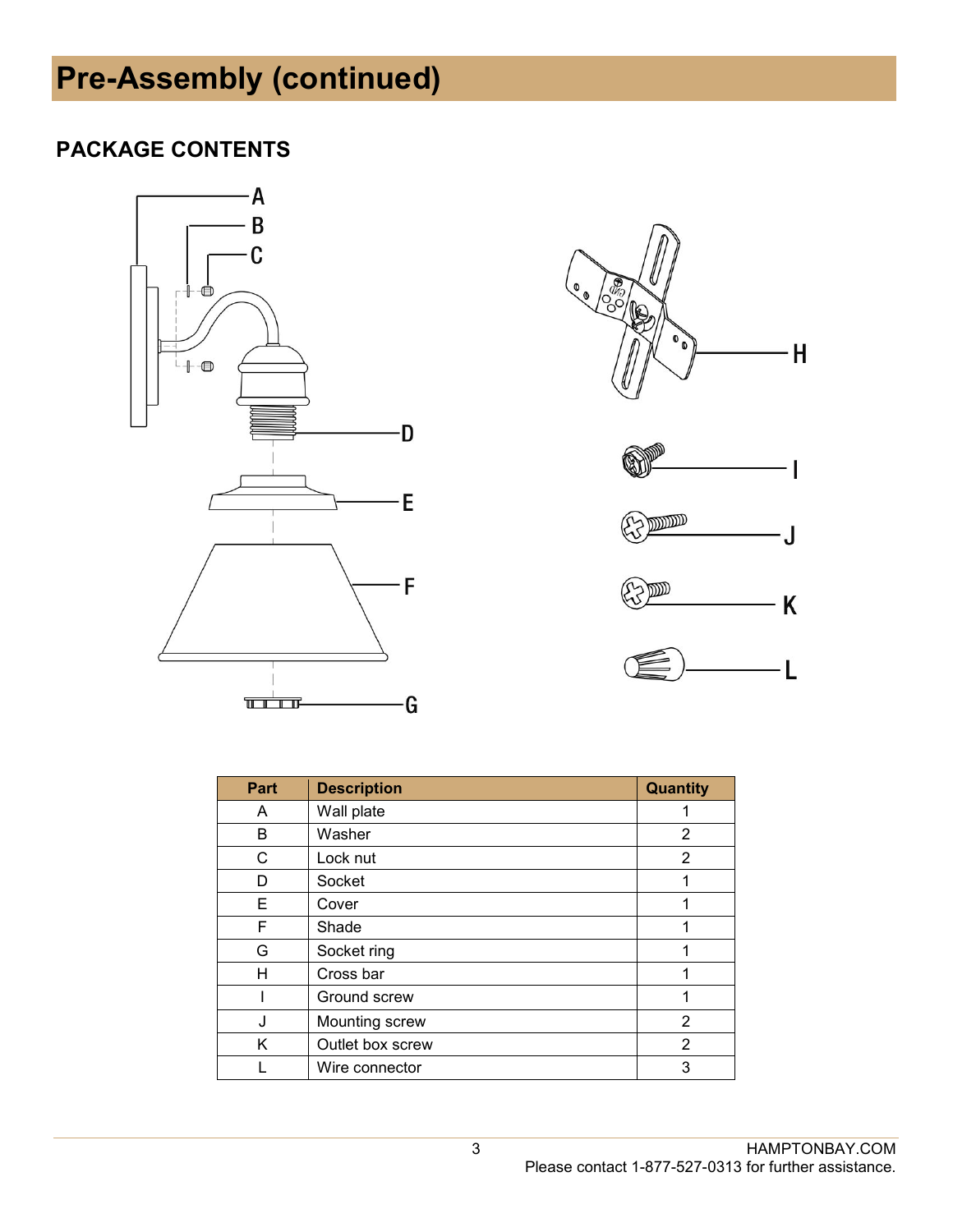# Pre-Assembly (continued)

## PACKAGE CONTENTS

| Part | Description | Quantity |
|---|---|---|
| A | Wall plate | 1 |
| B | Washer | 2 |
| C | Lock nut | 2 |
| D | Socket | 1 |
| E | Cover | 1 |
| F | Shade | 1 |
| G | Socket ring | 1 |
| H | Cross bar | 1 |
| I | Ground screw | 1 |
| J | Mounting screw | 2 |
| K | Outlet box screw | 2 |
| L | Wire connector | 3 |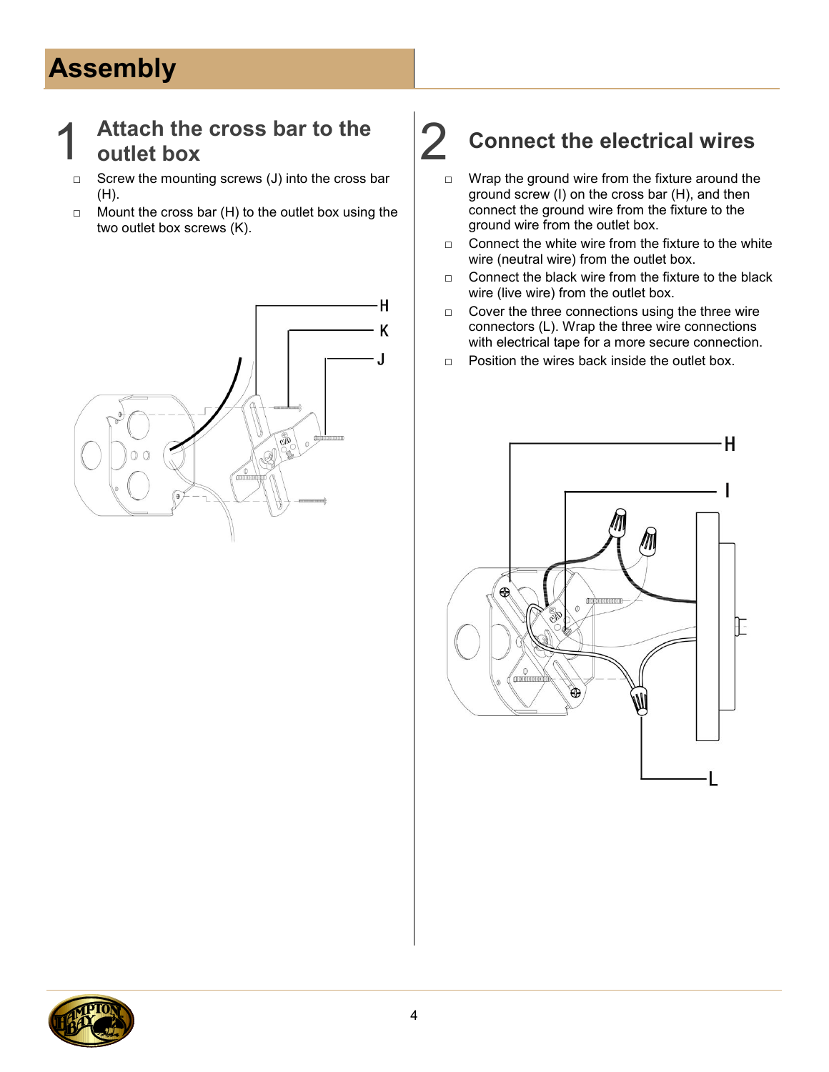# Assembly

## 1 Attach the cross bar to the outlet box

- Screw the mounting screws (J) into the cross bar (H).
- Mount the cross bar (H) to the outlet box using the two outlet box screws (K).

## 2 Connect the electrical wires

- Wrap the ground wire from the fixture around the ground screw (I) on the cross bar (H), and then connect the ground wire from the fixture to the ground wire from the outlet box.
- Connect the white wire from the fixture to the white wire (neutral wire) from the outlet box.
- Connect the black wire from the fixture to the black wire (live wire) from the outlet box.
- Cover the three connections using the three wire connectors (L). Wrap the three wire connections with electrical tape for a more secure connection.
- Position the wires back inside the outlet box.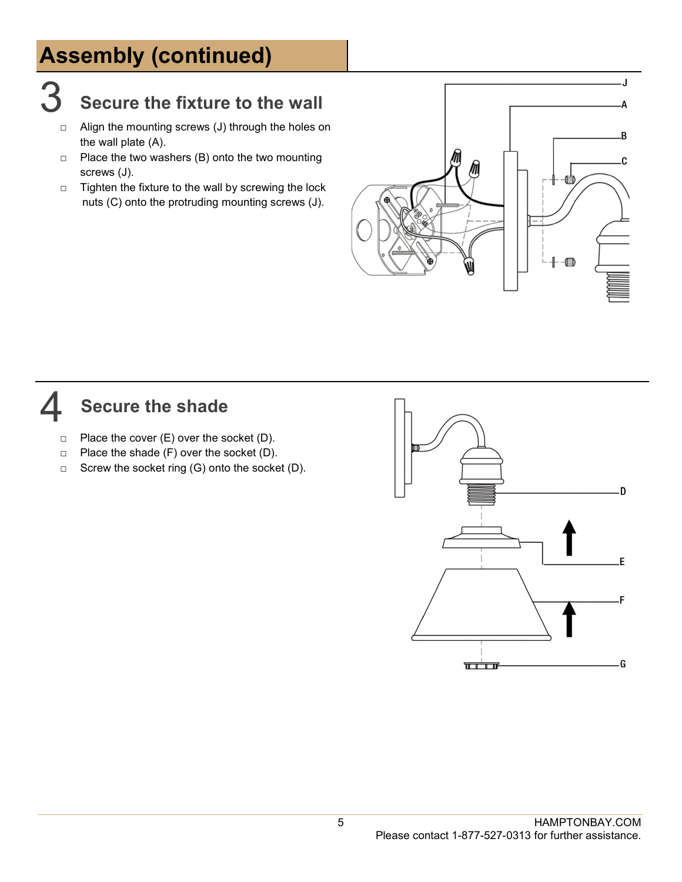# Assembly (continued)

## 3 Secure the fixture to the wall

- □ Align the mounting screws (J) through the holes on the wall plate (A).
- □ Place the two washers (B) onto the two mounting screws (J).
- □ Tighten the fixture to the wall by screwing the lock nuts (C) onto the protruding mounting screws (J).

## 4 Secure the shade

- □ Place the cover (E) over the socket (D).
- □ Place the shade (F) over the socket (D).
- □ Screw the socket ring (G) onto the socket (D).

HAMPTONBAY.COM
Please contact 1-877-527-0313 for further assistance.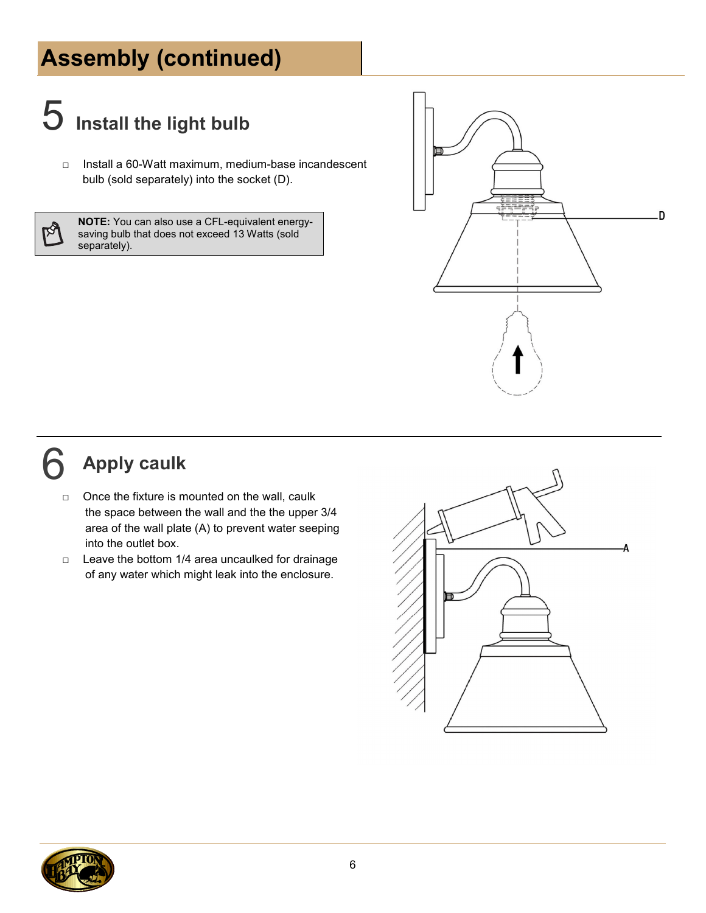# Assembly (continued)

## 5 Install the light bulb

- Install a 60-Watt maximum, medium-base incandescent bulb (sold separately) into the socket (D).

**NOTE:** You can also use a CFL-equivalent energy-saving bulb that does not exceed 13 Watts (sold separately).

## 6 Apply caulk

- Once the fixture is mounted on the wall, caulk the space between the wall and the the upper 3/4 area of the wall plate (A) to prevent water seeping into the outlet box.
- Leave the bottom 1/4 area uncaulked for drainage of any water which might leak into the enclosure.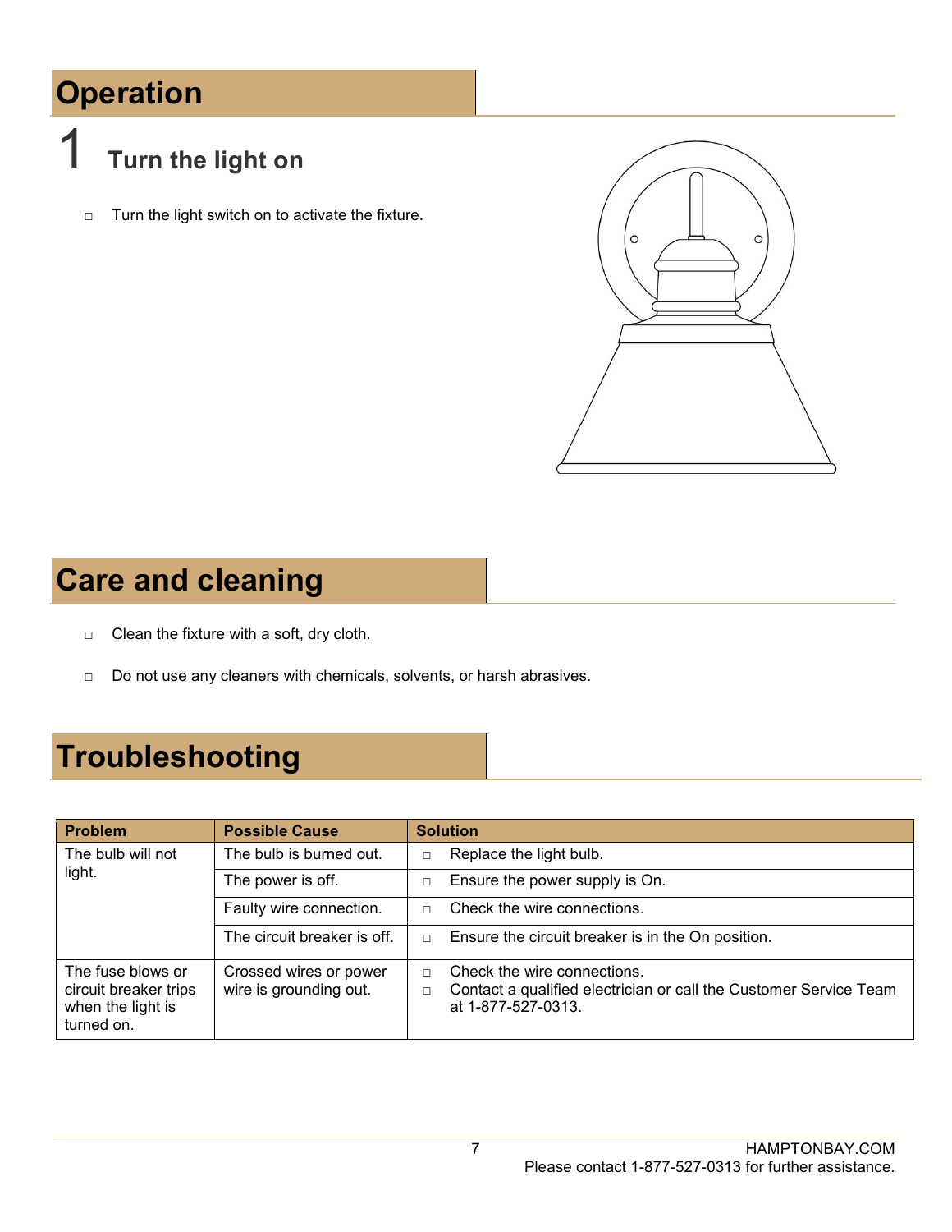# Operation

## 1 Turn the light on

- Turn the light switch on to activate the fixture.

# Care and cleaning

- Clean the fixture with a soft, dry cloth.
- Do not use any cleaners with chemicals, solvents, or harsh abrasives.

# Troubleshooting

| Problem | Possible Cause | Solution |
|---|---|---|
| The bulb will not light. | The bulb is burned out. | Replace the light bulb. |
| | The power is off. | Ensure the power supply is On. |
| | Faulty wire connection. | Check the wire connections. |
| | The circuit breaker is off. | Ensure the circuit breaker is in the On position. |
| The fuse blows or circuit breaker trips when the light is turned on. | Crossed wires or power wire is grounding out. | Check the wire connections.<br>Contact a qualified electrician or call the Customer Service Team at 1-877-527-0313. |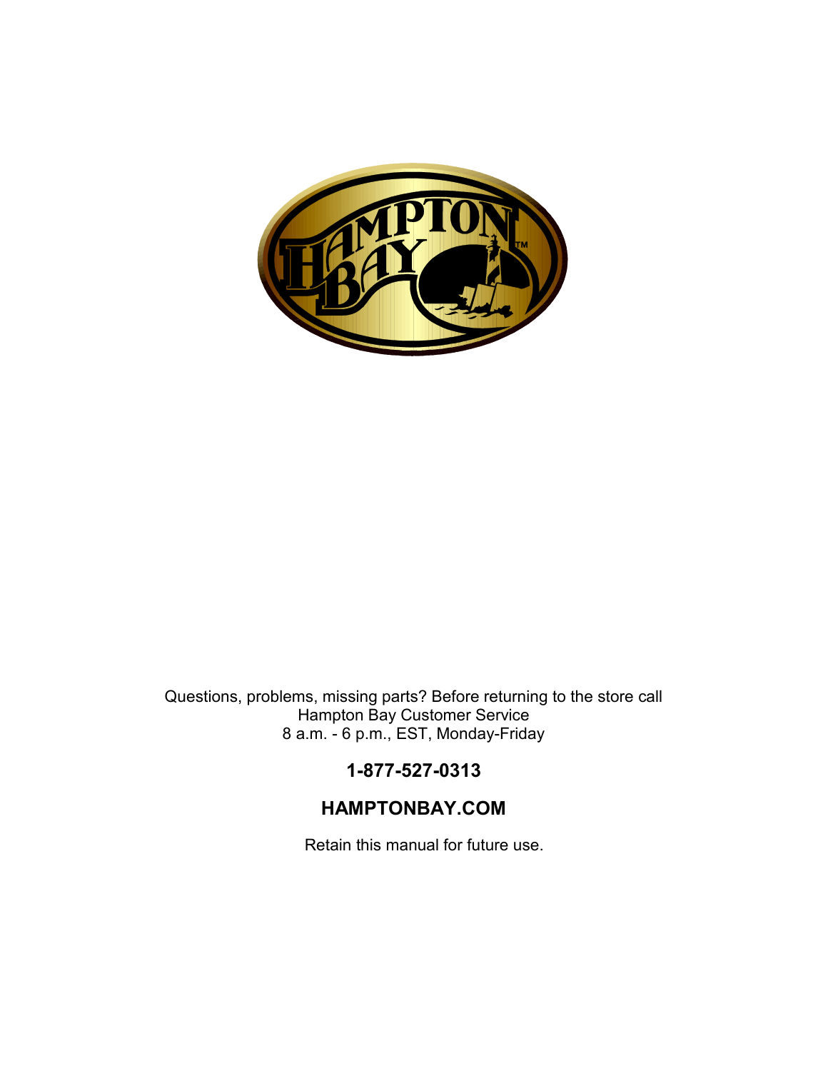Questions, problems, missing parts? Before returning to the store call
Hampton Bay Customer Service
8 a.m. - 6 p.m., EST, Monday-Friday

**1-877-527-0313**

**HAMPTONBAY.COM**

Retain this manual for future use.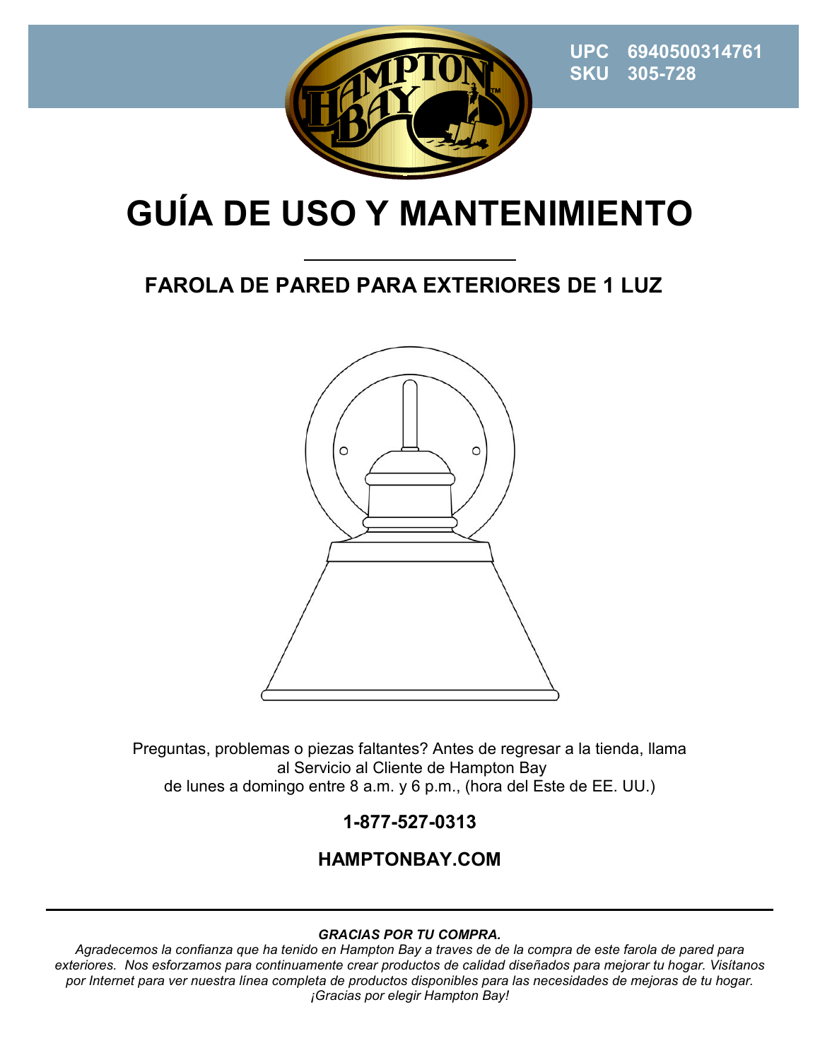UPC 6940500314761
SKU 305-728

# GUÍA DE USO Y MANTENIMIENTO

## FAROLA DE PARED PARA EXTERIORES DE 1 LUZ

Preguntas, problemas o piezas faltantes? Antes de regresar a la tienda, llama al Servicio al Cliente de Hampton Bay de lunes a domingo entre 8 a.m. y 6 p.m., (hora del Este de EE. UU.)

**1-877-527-0313**

**HAMPTONBAY.COM**

---

***GRACIAS POR TU COMPRA.***

*Agradecemos la confianza que ha tenido en Hampton Bay a traves de de la compra de este farola de pared para exteriores. Nos esforzamos para continuamente crear productos de calidad diseñados para mejorar tu hogar. Visítanos por Internet para ver nuestra línea completa de productos disponibles para las necesidades de mejoras de tu hogar. ¡Gracias por elegir Hampton Bay!*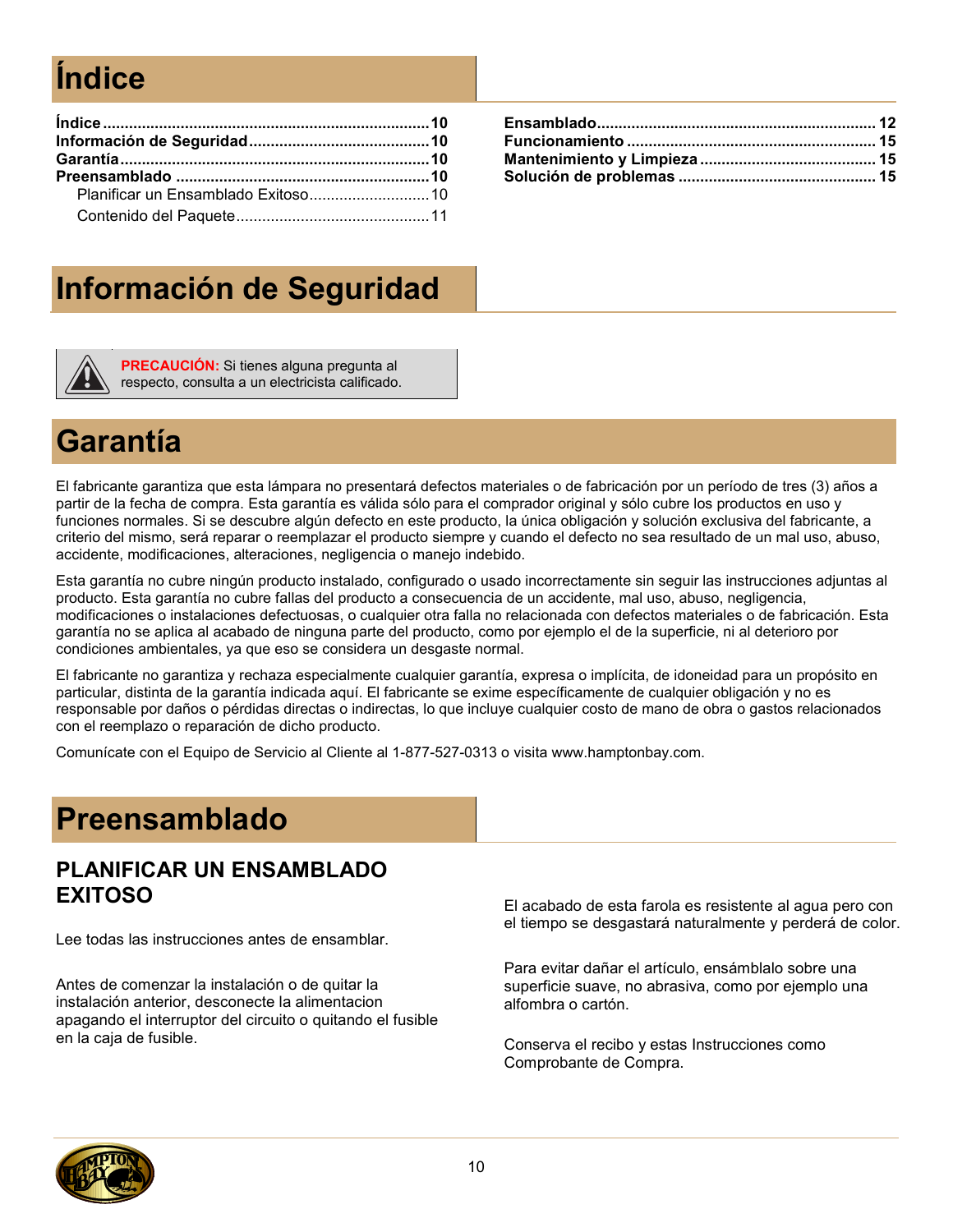# Índice

**Índice** ........................................................................... **10**
**Información de Seguridad** .......................................... **10**
**Garantía** ....................................................................... **10**
**Preensamblado** ........................................................... **10**
Planificar un Ensamblado Exitoso ............................ 10
Contenido del Paquete ............................................. 11
**Ensamblado** ................................................................ **12**
**Funcionamiento** .......................................................... **15**
**Mantenimiento y Limpieza** ......................................... **15**
**Solución de problemas** .............................................. **15**

# Información de Seguridad

**PRECAUCIÓN:** Si tienes alguna pregunta al respecto, consulta a un electricista calificado.

# Garantía

El fabricante garantiza que esta lámpara no presentará defectos materiales o de fabricación por un período de tres (3) años a partir de la fecha de compra. Esta garantía es válida sólo para el comprador original y sólo cubre los productos en uso y funciones normales. Si se descubre algún defecto en este producto, la única obligación y solución exclusiva del fabricante, a criterio del mismo, será reparar o reemplazar el producto siempre y cuando el defecto no sea resultado de un mal uso, abuso, accidente, modificaciones, alteraciones, negligencia o manejo indebido.

Esta garantía no cubre ningún producto instalado, configurado o usado incorrectamente sin seguir las instrucciones adjuntas al producto. Esta garantía no cubre fallas del producto a consecuencia de un accidente, mal uso, abuso, negligencia, modificaciones o instalaciones defectuosas, o cualquier otra falla no relacionada con defectos materiales o de fabricación. Esta garantía no se aplica al acabado de ninguna parte del producto, como por ejemplo el de la superficie, ni al deterioro por condiciones ambientales, ya que eso se considera un desgaste normal.

El fabricante no garantiza y rechaza especialmente cualquier garantía, expresa o implícita, de idoneidad para un propósito en particular, distinta de la garantía indicada aquí. El fabricante se exime específicamente de cualquier obligación y no es responsable por daños o pérdidas directas o indirectas, lo que incluye cualquier costo de mano de obra o gastos relacionados con el reemplazo o reparación de dicho producto.

Comunícate con el Equipo de Servicio al Cliente al 1-877-527-0313 o visita www.hamptonbay.com.

# Preensamblado

## PLANIFICAR UN ENSAMBLADO EXITOSO

Lee todas las instrucciones antes de ensamblar.

Antes de comenzar la instalación o de quitar la instalación anterior, desconecte la alimentacion apagando el interruptor del circuito o quitando el fusible en la caja de fusible.

El acabado de esta farola es resistente al agua pero con el tiempo se desgastará naturalmente y perderá de color.

Para evitar dañar el artículo, ensámblalo sobre una superficie suave, no abrasiva, como por ejemplo una alfombra o cartón.

Conserva el recibo y estas Instrucciones como Comprobante de Compra.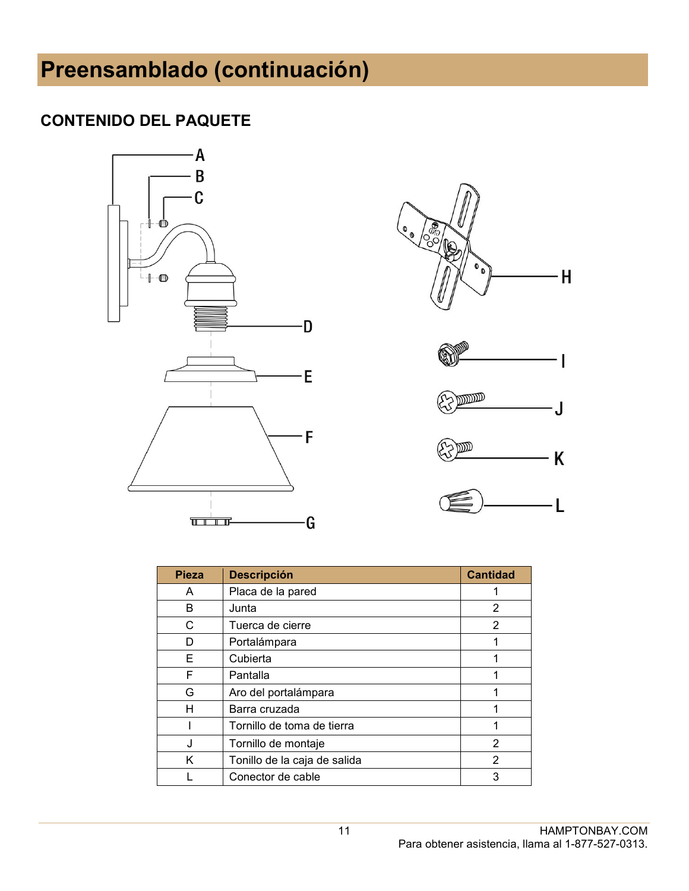# Preensamblado (continuación)

## CONTENIDO DEL PAQUETE

| Pieza | Descripción | Cantidad |
|---|---|---|
| A | Placa de la pared | 1 |
| B | Junta | 2 |
| C | Tuerca de cierre | 2 |
| D | Portalámpara | 1 |
| E | Cubierta | 1 |
| F | Pantalla | 1 |
| G | Aro del portalámpara | 1 |
| H | Barra cruzada | 1 |
| I | Tornillo de toma de tierra | 1 |
| J | Tornillo de montaje | 2 |
| K | Tonillo de la caja de salida | 2 |
| L | Conector de cable | 3 |

HAMPTONBAY.COM
Para obtener asistencia, llama al 1-877-527-0313.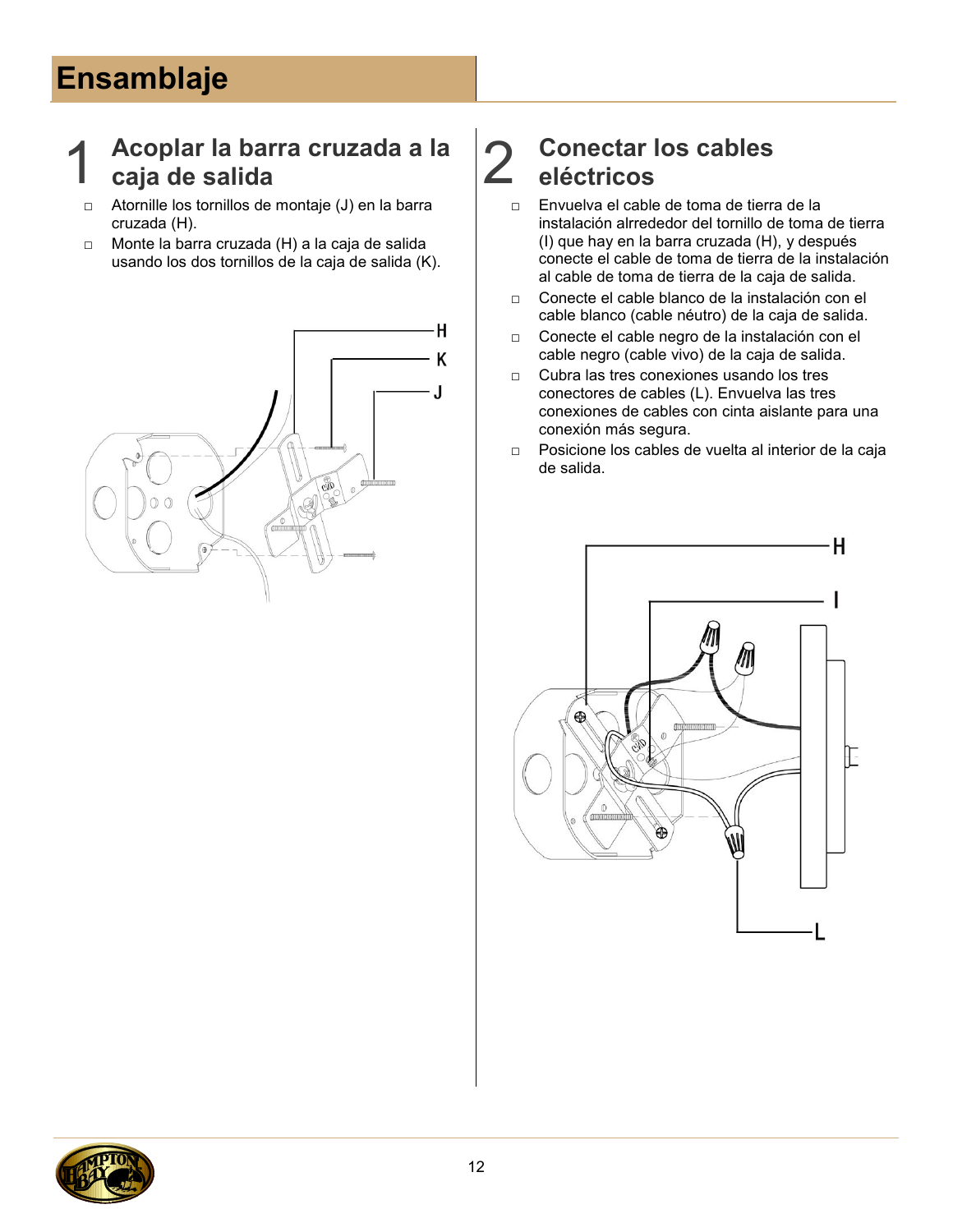# Ensamblaje

## 1 Acoplar la barra cruzada a la caja de salida

- Atornille los tornillos de montaje (J) en la barra cruzada (H).
- Monte la barra cruzada (H) a la caja de salida usando los dos tornillos de la caja de salida (K).

## 2 Conectar los cables eléctricos

- Envuelva el cable de toma de tierra de la instalación alrrededor del tornillo de toma de tierra (I) que hay en la barra cruzada (H), y después conecte el cable de toma de tierra de la instalación al cable de toma de tierra de la caja de salida.
- Conecte el cable blanco de la instalación con el cable blanco (cable néutro) de la caja de salida.
- Conecte el cable negro de la instalación con el cable negro (cable vivo) de la caja de salida.
- Cubra las tres conexiones usando los tres conectores de cables (L). Envuelva las tres conexiones de cables con cinta aislante para una conexión más segura.
- Posicione los cables de vuelta al interior de la caja de salida.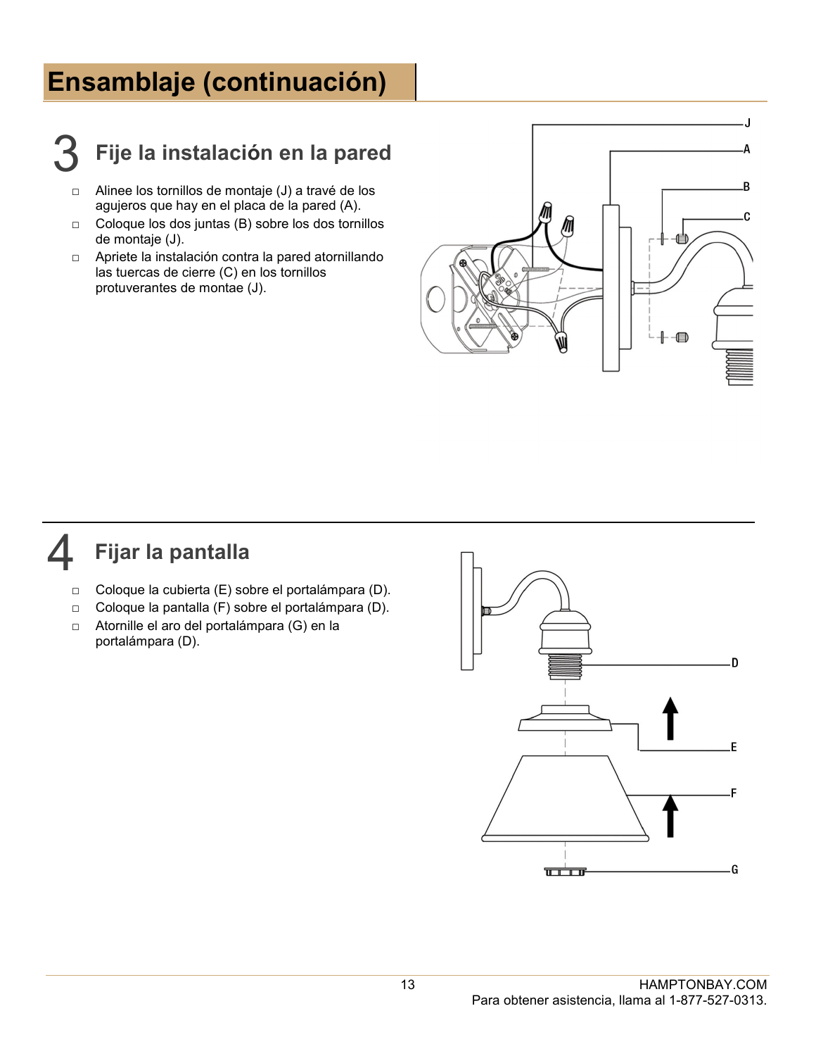# Ensamblaje (continuación)

## 3 Fije la instalación en la pared

- Alinee los tornillos de montaje (J) a travé de los agujeros que hay en el placa de la pared (A).
- Coloque los dos juntas (B) sobre los dos tornillos de montaje (J).
- Apriete la instalación contra la pared atornillando las tuercas de cierre (C) en los tornillos protuverantes de montae (J).

## 4 Fijar la pantalla

- Coloque la cubierta (E) sobre el portalámpara (D).
- Coloque la pantalla (F) sobre el portalámpara (D).
- Atornille el aro del portalámpara (G) en la portalámpara (D).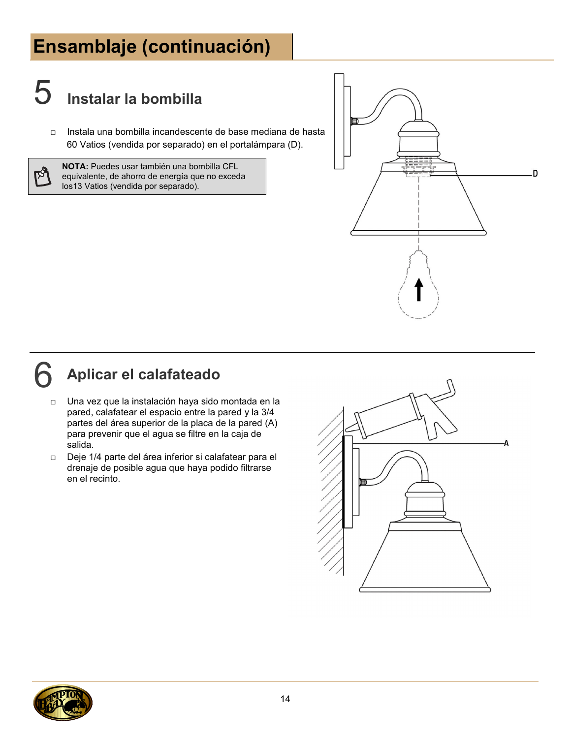# Ensamblaje (continuación)

## 5 Instalar la bombilla

- Instala una bombilla incandescente de base mediana de hasta 60 Vatios (vendida por separado) en el portalámpara (D).

**NOTA:** Puedes usar también una bombilla CFL equivalente, de ahorro de energía que no exceda los13 Vatios (vendida por separado).

## 6 Aplicar el calafateado

- Una vez que la instalación haya sido montada en la pared, calafatear el espacio entre la pared y la 3/4 partes del área superior de la placa de la pared (A) para prevenir que el agua se filtre en la caja de salida.
- Deje 1/4 parte del área inferior si calafatear para el drenaje de posible agua que haya podido filtrarse en el recinto.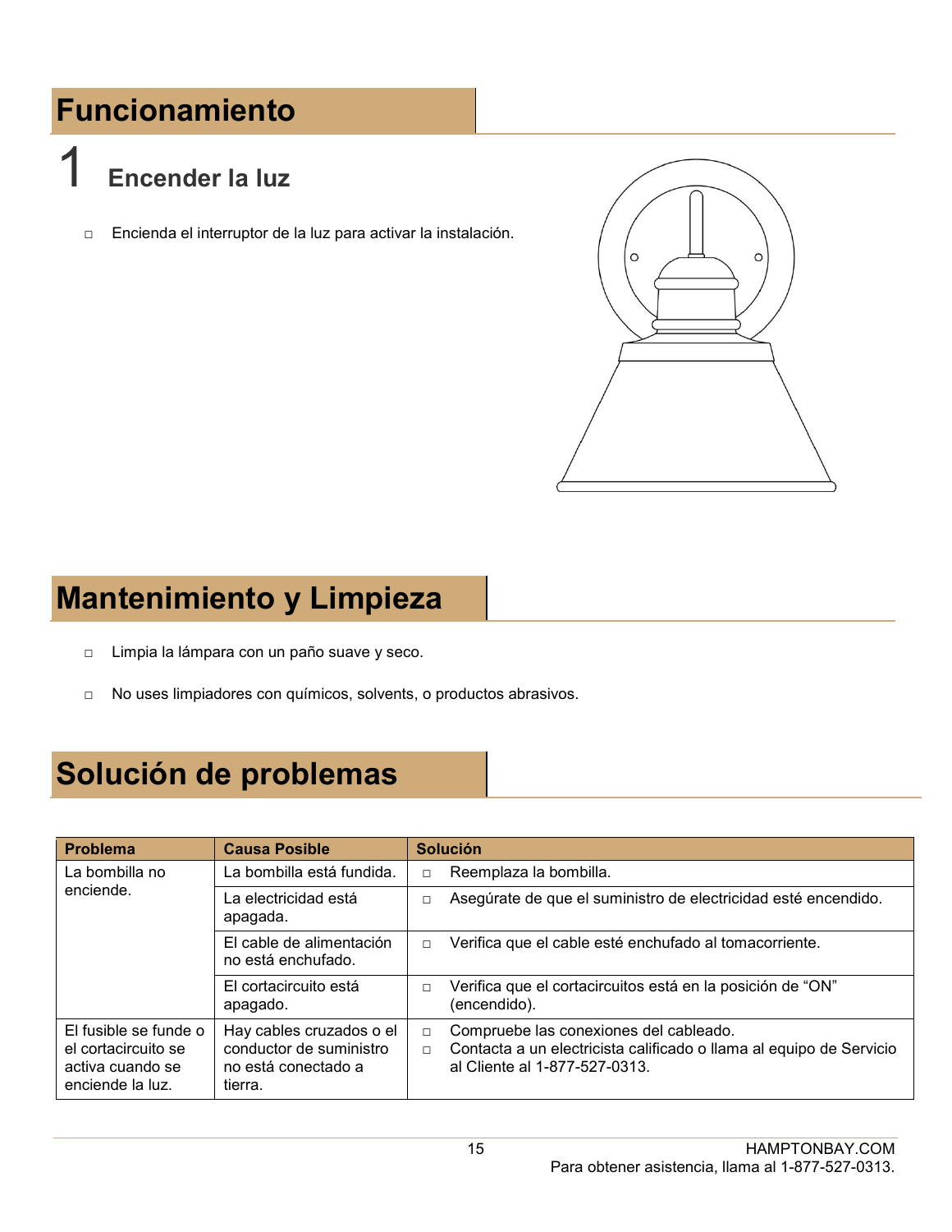# Funcionamiento

## 1 Encender la luz

- Encienda el interruptor de la luz para activar la instalación.

# Mantenimiento y Limpieza

- Limpia la lámpara con un paño suave y seco.
- No uses limpiadores con químicos, solvents, o productos abrasivos.

# Solución de problemas

| Problema | Causa Posible | Solución |
|---|---|---|
| La bombilla no enciende. | La bombilla está fundida. | □ Reemplaza la bombilla. |
| | La electricidad está apagada. | □ Asegúrate de que el suministro de electricidad esté encendido. |
| | El cable de alimentación no está enchufado. | □ Verifica que el cable esté enchufado al tomacorriente. |
| | El cortacircuito está apagado. | □ Verifica que el cortacircuitos está en la posición de “ON” (encendido). |
| El fusible se funde o el cortacircuito se activa cuando se enciende la luz. | Hay cables cruzados o el conductor de suministro no está conectado a tierra. | □ Compruebe las conexiones del cableado.<br>□ Contacta a un electricista calificado o llama al equipo de Servicio al Cliente al 1-877-527-0313. |

HAMPTONBAY.COM
Para obtener asistencia, llama al 1-877-527-0313.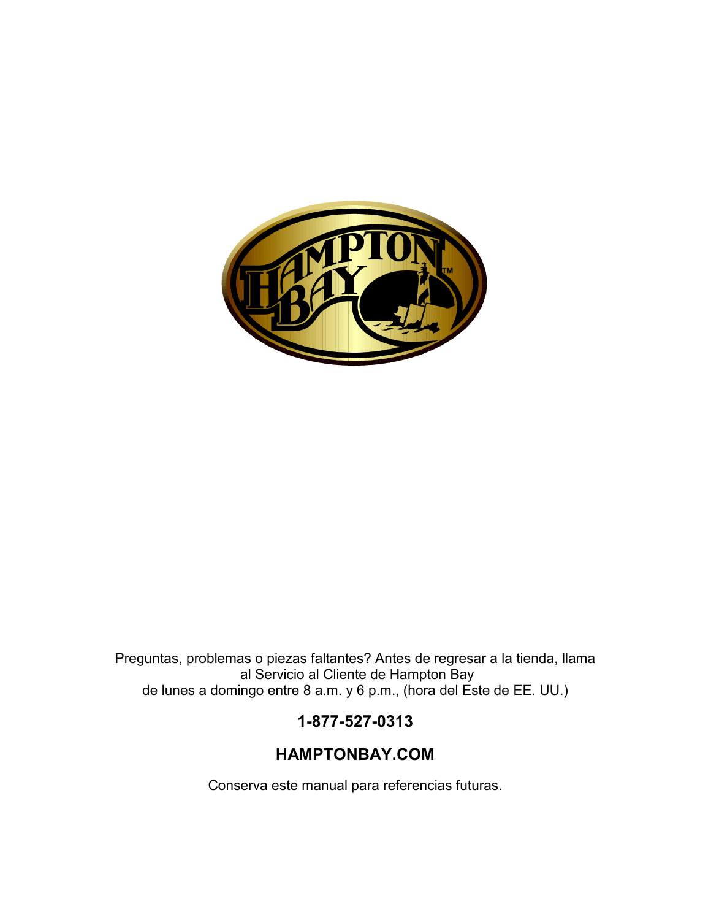Preguntas, problemas o piezas faltantes? Antes de regresar a la tienda, llama al Servicio al Cliente de Hampton Bay de lunes a domingo entre 8 a.m. y 6 p.m., (hora del Este de EE. UU.)

**1-877-527-0313**

**HAMPTONBAY.COM**

Conserva este manual para referencias futuras.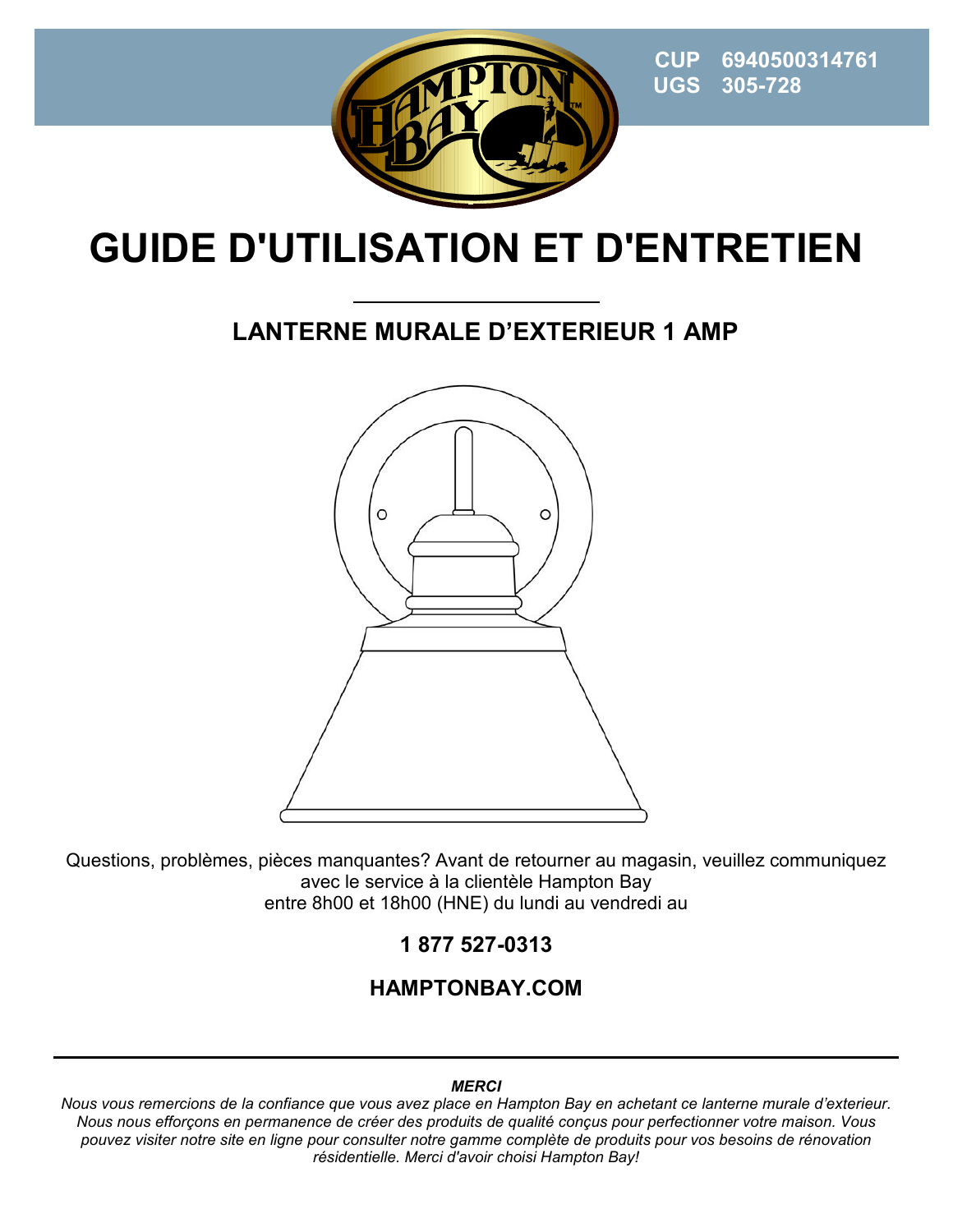CUP 6940500314761
UGS 305-728

# GUIDE D'UTILISATION ET D'ENTRETIEN

## LANTERNE MURALE D’EXTERIEUR 1 AMP

Questions, problèmes, pièces manquantes? Avant de retourner au magasin, veuillez communiquez avec le service à la clientèle Hampton Bay entre 8h00 et 18h00 (HNE) du lundi au vendredi au

**1 877 527-0313**

**HAMPTONBAY.COM**

---

***MERCI***

*Nous vous remercions de la confiance que vous avez place en Hampton Bay en achetant ce lanterne murale d’exterieur. Nous nous efforçons en permanence de créer des produits de qualité conçus pour perfectionner votre maison. Vous pouvez visiter notre site en ligne pour consulter notre gamme complète de produits pour vos besoins de rénovation résidentielle. Merci d'avoir choisi Hampton Bay!*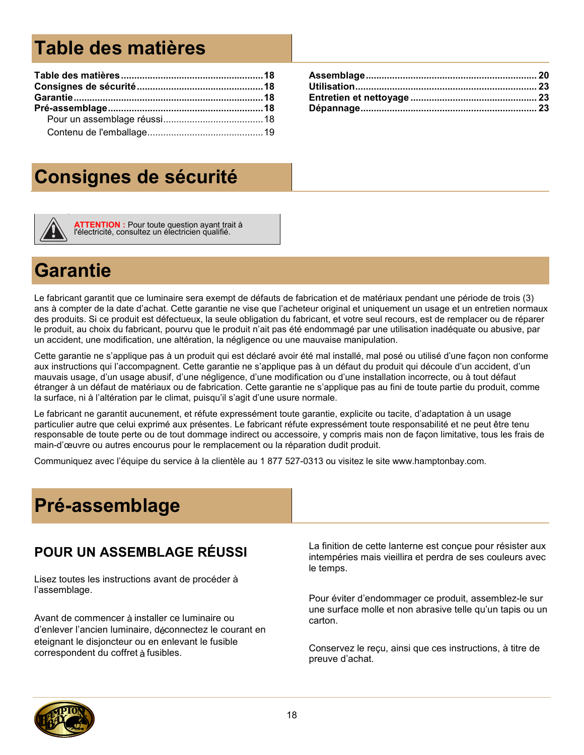# Table des matières

**Table des matières** ...................................................... **18**
**Consignes de sécurité** ................................................ **18**
**Garantie** ....................................................................... **18**
**Pré-assemblage** .......................................................... **18**
Pour un assemblage réussi ..................................... 18
Contenu de l'emballage .......................................... 19

**Assemblage** ................................................................. **20**
**Utilisation** ..................................................................... **23**
**Entretien et nettoyage** ............................................... **23**
**Dépannage** .................................................................. **23**

# Consignes de sécurité

**ATTENTION :** Pour toute question ayant trait à l'électricité, consultez un électricien qualifié.

# Garantie

Le fabricant garantit que ce luminaire sera exempt de défauts de fabrication et de matériaux pendant une période de trois (3) ans à compter de la date d'achat. Cette garantie ne vise que l'acheteur original et uniquement un usage et un entretien normaux des produits. Si ce produit est défectueux, la seule obligation du fabricant, et votre seul recours, est de remplacer ou de réparer le produit, au choix du fabricant, pourvu que le produit n'ait pas été endommagé par une utilisation inadéquate ou abusive, par un accident, une modification, une altération, la négligence ou une mauvaise manipulation.

Cette garantie ne s'applique pas à un produit qui est déclaré avoir été mal installé, mal posé ou utilisé d'une façon non conforme aux instructions qui l'accompagnent. Cette garantie ne s'applique pas à un défaut du produit qui découle d'un accident, d'un mauvais usage, d'un usage abusif, d'une négligence, d'une modification ou d'une installation incorrecte, ou à tout défaut étranger à un défaut de matériaux ou de fabrication. Cette garantie ne s'applique pas au fini de toute partie du produit, comme la surface, ni à l'altération par le climat, puisqu'il s'agit d'une usure normale.

Le fabricant ne garantit aucunement, et réfute expressément toute garantie, explicite ou tacite, d'adaptation à un usage particulier autre que celui exprimé aux présentes. Le fabricant réfute expressément toute responsabilité et ne peut être tenu responsable de toute perte ou de tout dommage indirect ou accessoire, y compris mais non de façon limitative, tous les frais de main-d'œuvre ou autres encourus pour le remplacement ou la réparation dudit produit.

Communiquez avec l'équipe du service à la clientèle au 1 877 527-0313 ou visitez le site www.hamptonbay.com.

# Pré-assemblage

## POUR UN ASSEMBLAGE RÉUSSI

Lisez toutes les instructions avant de procéder à l'assemblage.

Avant de commencer à installer ce luminaire ou d'enlever l'ancien luminaire, déconnectez le courant en eteignant le disjoncteur ou en enlevant le fusible correspondent du coffret à fusibles.

La finition de cette lanterne est conçue pour résister aux intempéries mais vieillira et perdra de ses couleurs avec le temps.

Pour éviter d'endommager ce produit, assemblez-le sur une surface molle et non abrasive telle qu'un tapis ou un carton.

Conservez le reçu, ainsi que ces instructions, à titre de preuve d'achat.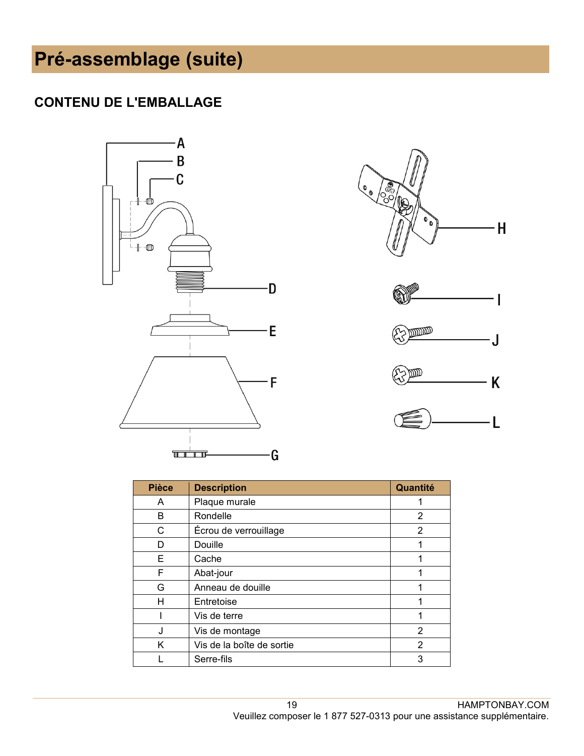# Pré-assemblage (suite)

## CONTENU DE L'EMBALLAGE

| Pièce | Description | Quantité |
|---|---|---|
| A | Plaque murale | 1 |
| B | Rondelle | 2 |
| C | Écrou de verrouillage | 2 |
| D | Douille | 1 |
| E | Cache | 1 |
| F | Abat-jour | 1 |
| G | Anneau de douille | 1 |
| H | Entretoise | 1 |
| I | Vis de terre | 1 |
| J | Vis de montage | 2 |
| K | Vis de la boîte de sortie | 2 |
| L | Serre-fils | 3 |

Veuillez composer le 1 877 527-0313 pour une assistance supplémentaire.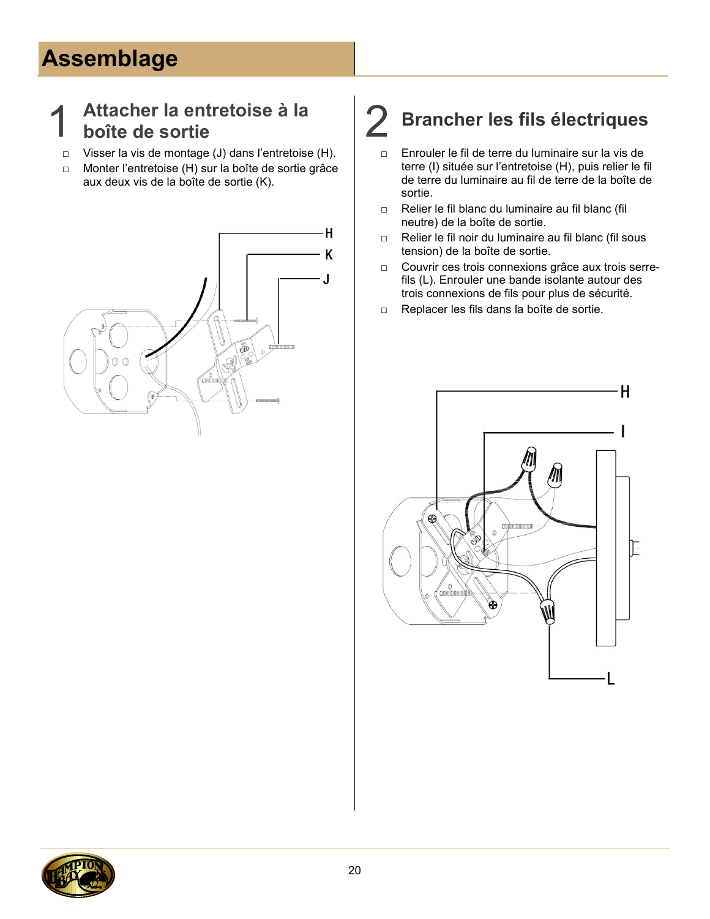# Assemblage

## 1 Attacher la entretoise à la boîte de sortie

- Visser la vis de montage (J) dans l'entretoise (H).
- Monter l'entretoise (H) sur la boîte de sortie grâce aux deux vis de la boîte de sortie (K).

## 2 Brancher les fils électriques

- Enrouler le fil de terre du luminaire sur la vis de terre (I) située sur l'entretoise (H), puis relier le fil de terre du luminaire au fil de terre de la boîte de sortie.
- Relier le fil blanc du luminaire au fil blanc (fil neutre) de la boîte de sortie.
- Relier le fil noir du luminaire au fil blanc (fil sous tension) de la boîte de sortie.
- Couvrir ces trois connexions grâce aux trois serre-fils (L). Enrouler une bande isolante autour des trois connexions de fils pour plus de sécurité.
- Replacer les fils dans la boîte de sortie.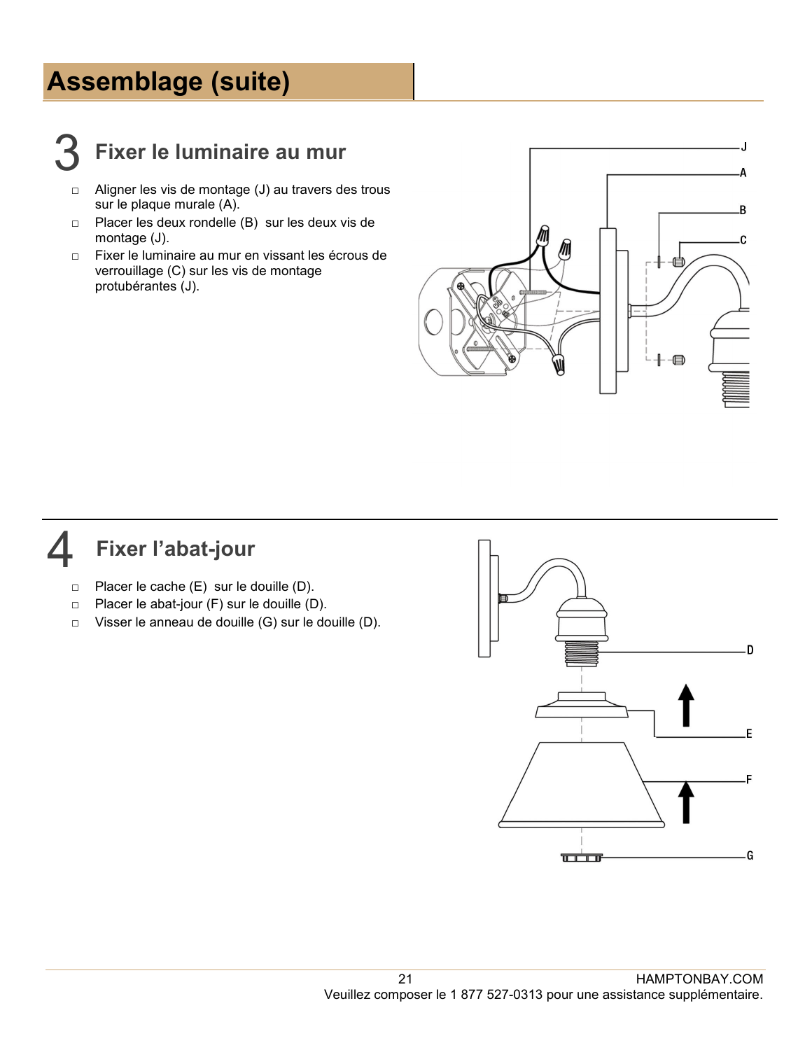# Assemblage (suite)

## 3 Fixer le luminaire au mur

- Aligner les vis de montage (J) au travers des trous sur le plaque murale (A).
- Placer les deux rondelle (B) sur les deux vis de montage (J).
- Fixer le luminaire au mur en vissant les écrous de verrouillage (C) sur les vis de montage protubérantes (J).

## 4 Fixer l'abat-jour

- Placer le cache (E) sur le douille (D).
- Placer le abat-jour (F) sur le douille (D).
- Visser le anneau de douille (G) sur le douille (D).

HAMPTONBAY.COM
Veuillez composer le 1 877 527-0313 pour une assistance supplémentaire.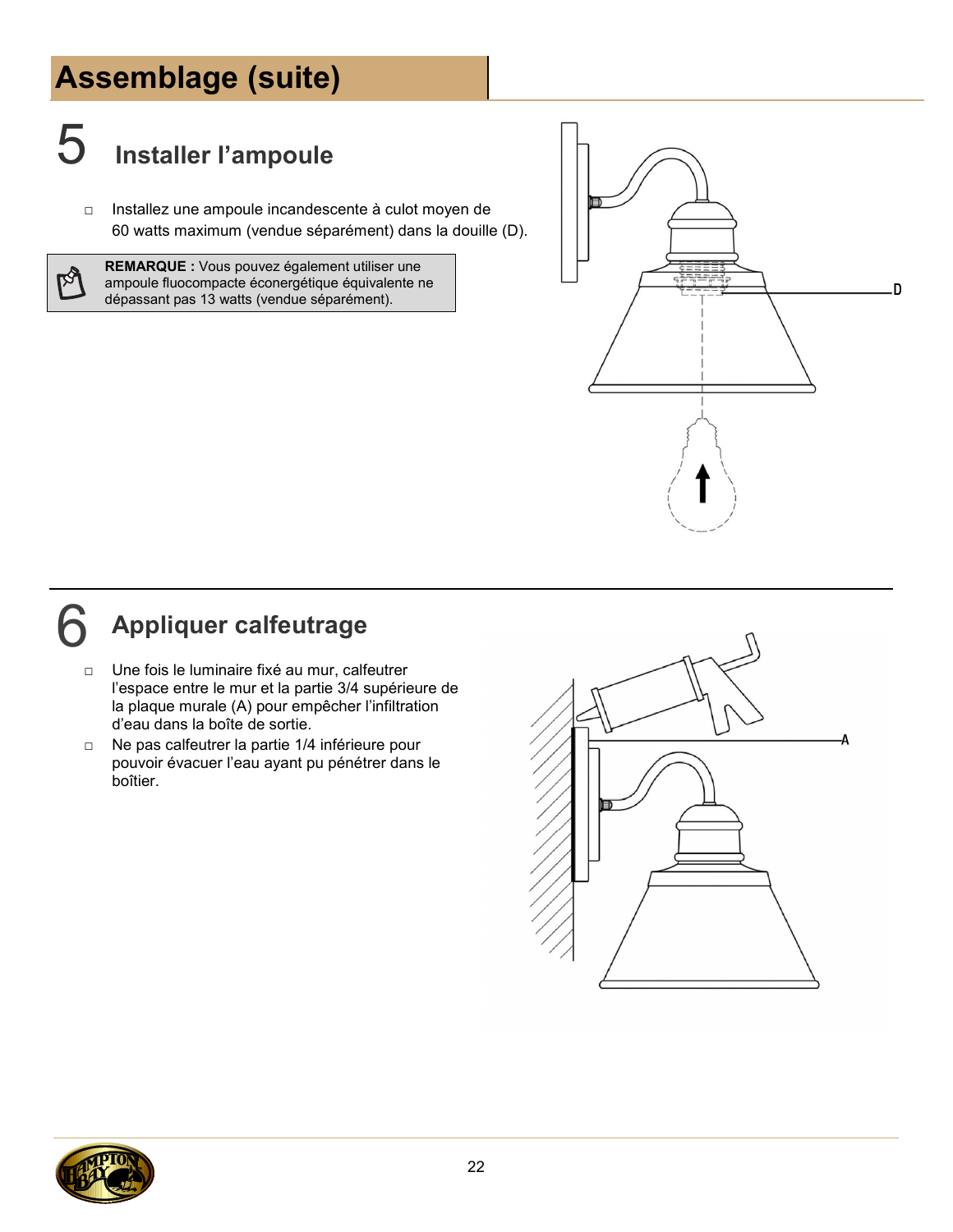# Assemblage (suite)

## 5 Installer l'ampoule

- Installez une ampoule incandescente à culot moyen de 60 watts maximum (vendue séparément) dans la douille (D).

**REMARQUE :** Vous pouvez également utiliser une ampoule fluocompacte éconergétique équivalente ne dépassant pas 13 watts (vendue séparément).

## 6 Appliquer calfeutrage

- Une fois le luminaire fixé au mur, calfeutrer l'espace entre le mur et la partie 3/4 supérieure de la plaque murale (A) pour empêcher l'infiltration d'eau dans la boîte de sortie.
- Ne pas calfeutrer la partie 1/4 inférieure pour pouvoir évacuer l'eau ayant pu pénétrer dans le boîtier.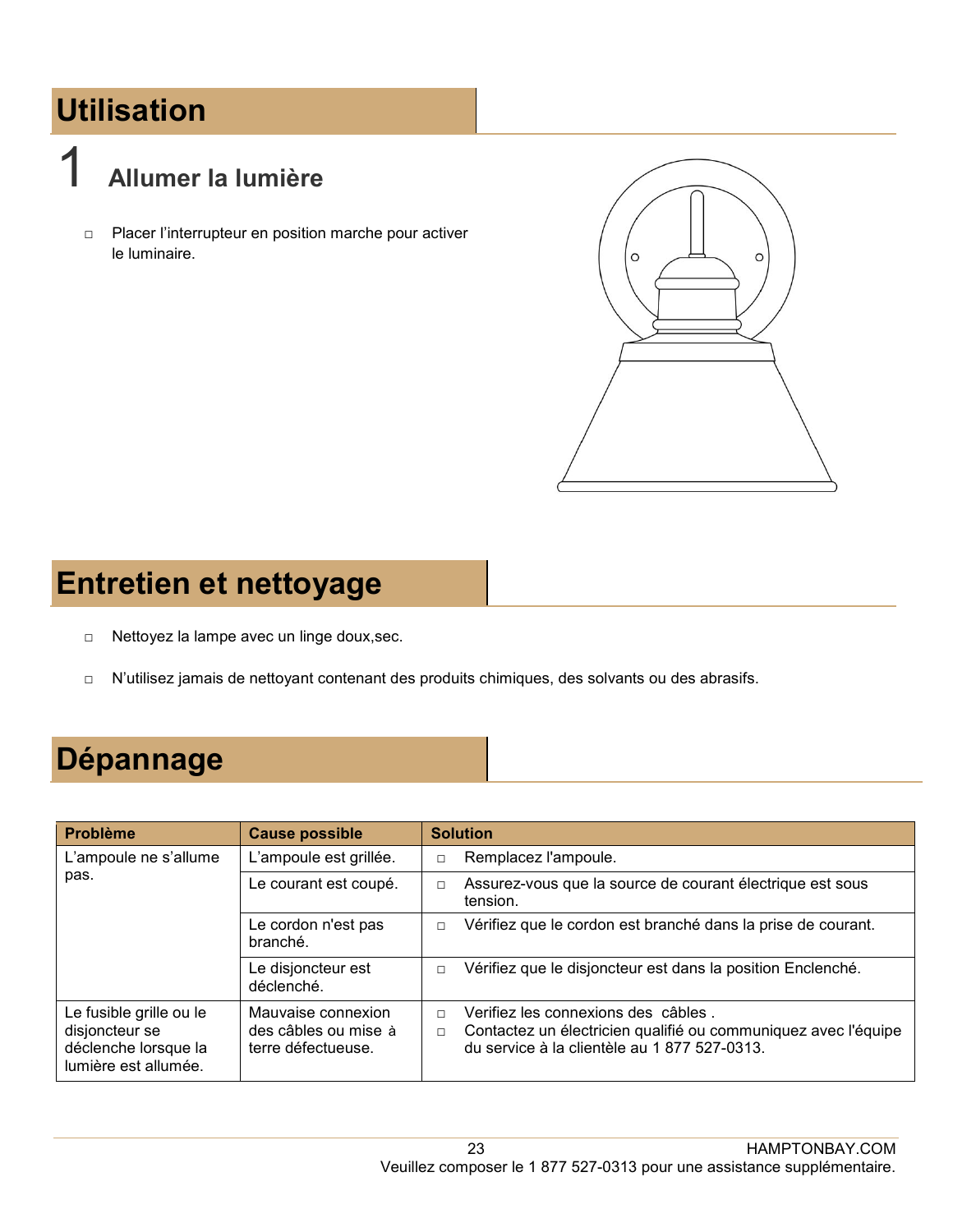# Utilisation

## 1 Allumer la lumière

- Placer l'interrupteur en position marche pour activer le luminaire.

# Entretien et nettoyage

- Nettoyez la lampe avec un linge doux,sec.
- N'utilisez jamais de nettoyant contenant des produits chimiques, des solvants ou des abrasifs.

# Dépannage

| Problème | Cause possible | Solution |
|---|---|---|
| L'ampoule ne s'allume pas. | L'ampoule est grillée. | - Remplacez l'ampoule. |
| | Le courant est coupé. | - Assurez-vous que la source de courant électrique est sous tension. |
| | Le cordon n'est pas branché. | - Vérifiez que le cordon est branché dans la prise de courant. |
| | Le disjoncteur est déclenché. | - Vérifiez que le disjoncteur est dans la position Enclenché. |
| Le fusible grille ou le disjoncteur se déclenche lorsque la lumière est allumée. | Mauvaise connexion des câbles ou mise à terre défectueuse. | - Verifiez les connexions des câbles .<br>- Contactez un électricien qualifié ou communiquez avec l'équipe du service à la clientèle au 1 877 527-0313. |

HAMPTONBAY.COM
Veuillez composer le 1 877 527-0313 pour une assistance supplémentaire.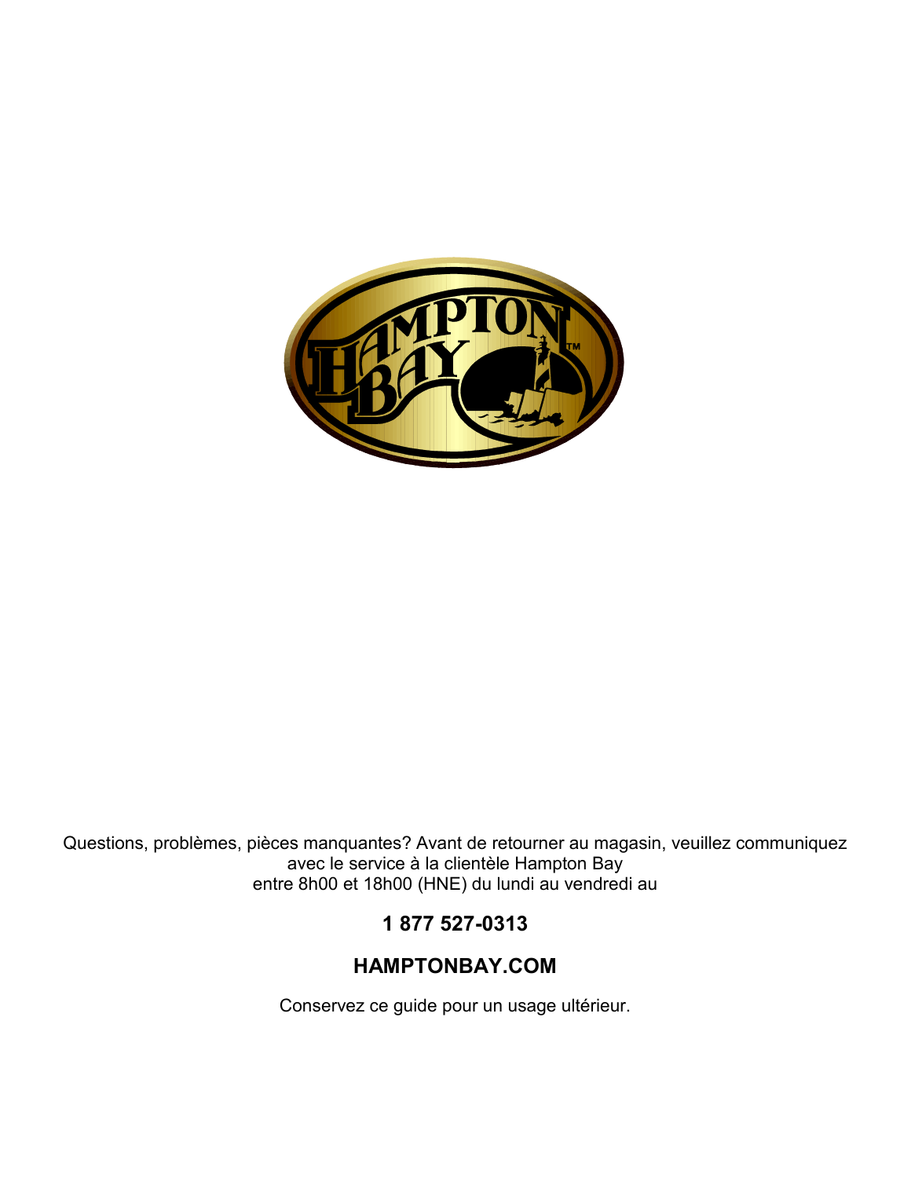Questions, problèmes, pièces manquantes? Avant de retourner au magasin, veuillez communiquez avec le service à la clientèle Hampton Bay entre 8h00 et 18h00 (HNE) du lundi au vendredi au

**1 877 527-0313**

**HAMPTONBAY.COM**

Conservez ce guide pour un usage ultérieur.